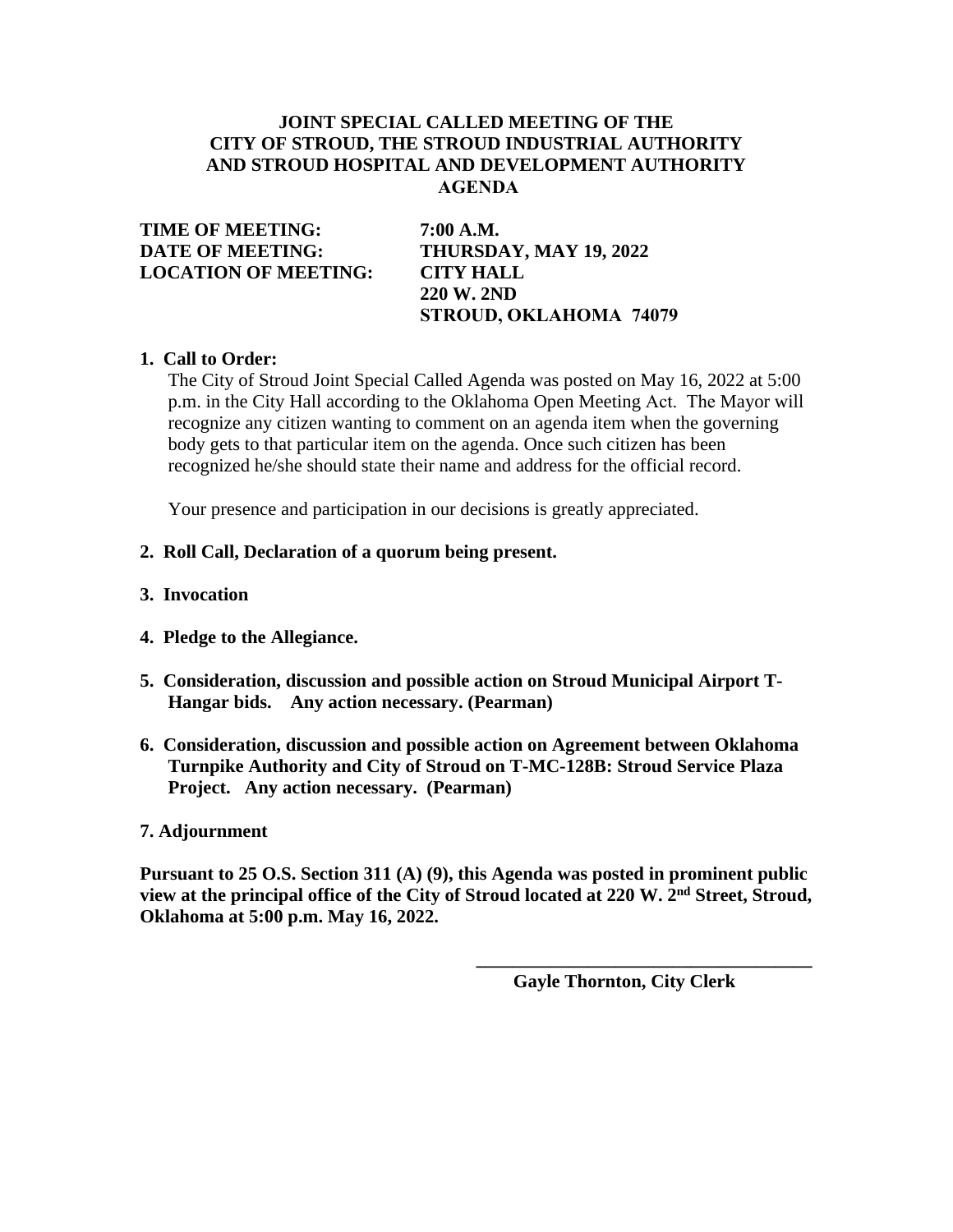# JOINT SPECIAL CALLED MEETING OF THE CITY OF STROUD, THE STROUD INDUSTRIAL AUTHORITY AND STROUD HOSPITAL AND DEVELOPMENT AUTHORITY AGENDA

**TIME OF MEETING:** **7:00 A.M.**
**DATE OF MEETING:** **THURSDAY, MAY 19, 2022**
**LOCATION OF MEETING:** **CITY HALL**
**220 W. 2ND**
**STROUD, OKLAHOMA 74079**

**1. Call to Order:**

The City of Stroud Joint Special Called Agenda was posted on May 16, 2022 at 5:00 p.m. in the City Hall according to the Oklahoma Open Meeting Act. The Mayor will recognize any citizen wanting to comment on an agenda item when the governing body gets to that particular item on the agenda. Once such citizen has been recognized he/she should state their name and address for the official record.

Your presence and participation in our decisions is greatly appreciated.

**2. Roll Call, Declaration of a quorum being present.**

**3. Invocation**

**4. Pledge to the Allegiance.**

**5. Consideration, discussion and possible action on Stroud Municipal Airport T-Hangar bids. Any action necessary. (Pearman)**

**6. Consideration, discussion and possible action on Agreement between Oklahoma Turnpike Authority and City of Stroud on T-MC-128B: Stroud Service Plaza Project. Any action necessary. (Pearman)**

**7. Adjournment**

**Pursuant to 25 O.S. Section 311 (A) (9), this Agenda was posted in prominent public view at the principal office of the City of Stroud located at 220 W. 2nd Street, Stroud, Oklahoma at 5:00 p.m. May 16, 2022.**

\_\_\_\_\_\_\_\_\_\_\_\_\_\_\_\_\_\_\_\_\_\_\_\_\_\_\_\_\_\_\_\_\_\_\_\_

**Gayle Thornton, City Clerk**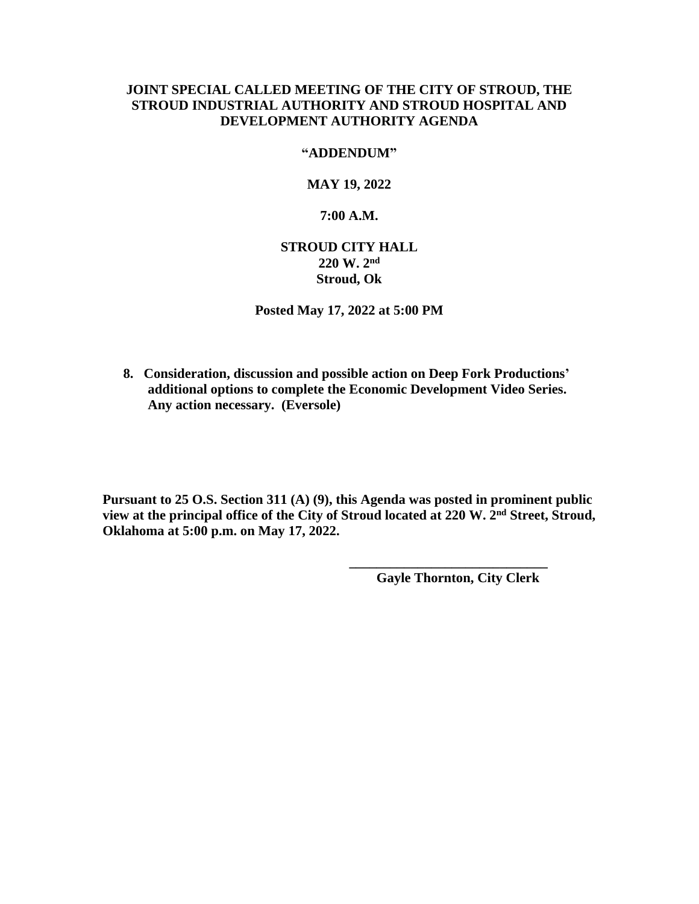**JOINT SPECIAL CALLED MEETING OF THE CITY OF STROUD, THE STROUD INDUSTRIAL AUTHORITY AND STROUD HOSPITAL AND DEVELOPMENT AUTHORITY AGENDA**

**"ADDENDUM"**

**MAY 19, 2022**

**7:00 A.M.**

**STROUD CITY HALL**
**220 W. 2nd**
**Stroud, Ok**

**Posted May 17, 2022 at 5:00 PM**

8. **Consideration, discussion and possible action on Deep Fork Productions' additional options to complete the Economic Development Video Series. Any action necessary. (Eversole)**

**Pursuant to 25 O.S. Section 311 (A) (9), this Agenda was posted in prominent public view at the principal office of the City of Stroud located at 220 W. 2nd Street, Stroud, Oklahoma at 5:00 p.m. on May 17, 2022.**

______________________________
**Gayle Thornton, City Clerk**